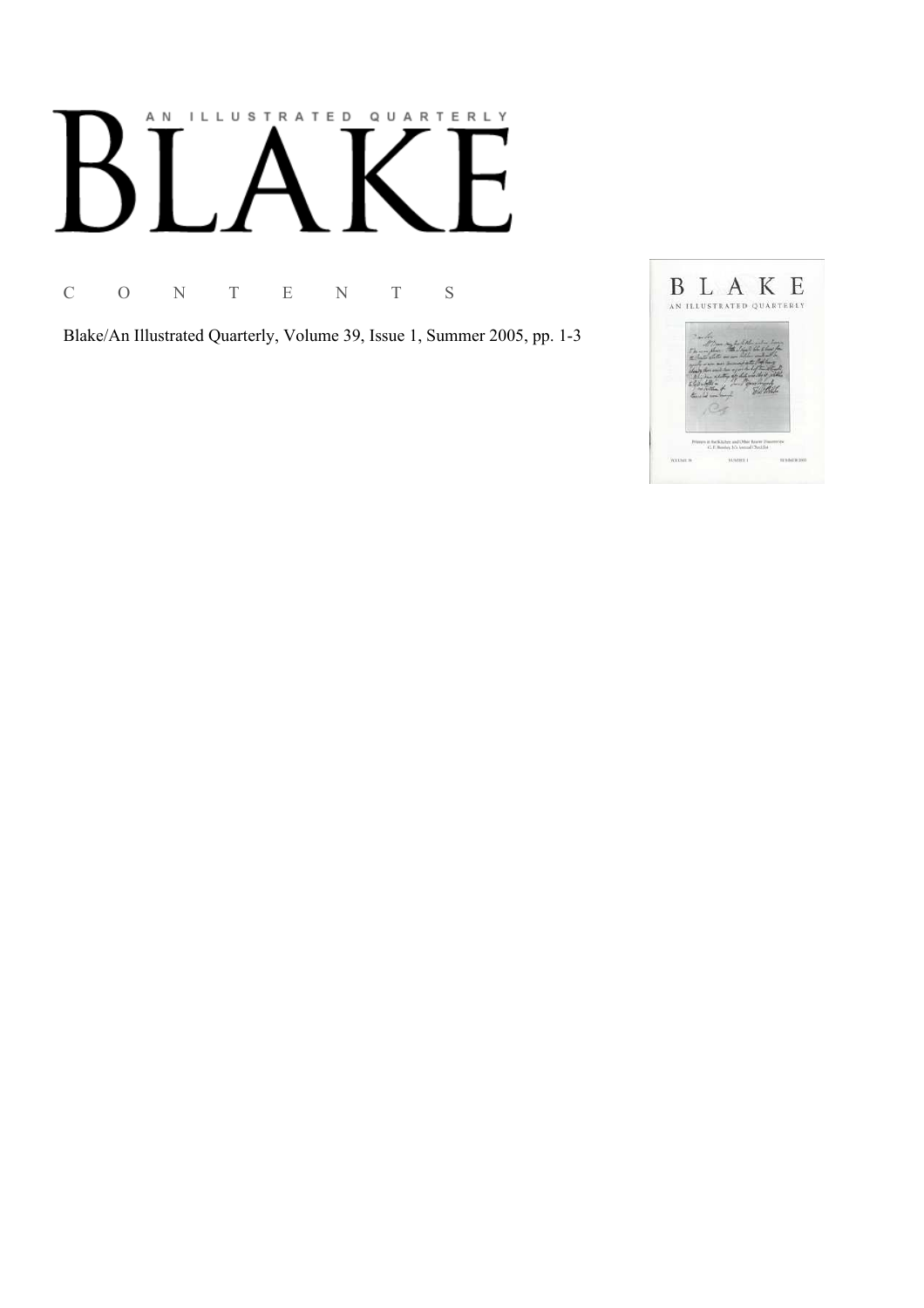AN ILLUSTRATED QUARTERLY

# BLAKE

C O N T E N T S

Blake/An Illustrated Quarterly, Volume 39, Issue 1, Summer 2005, pp. 1-3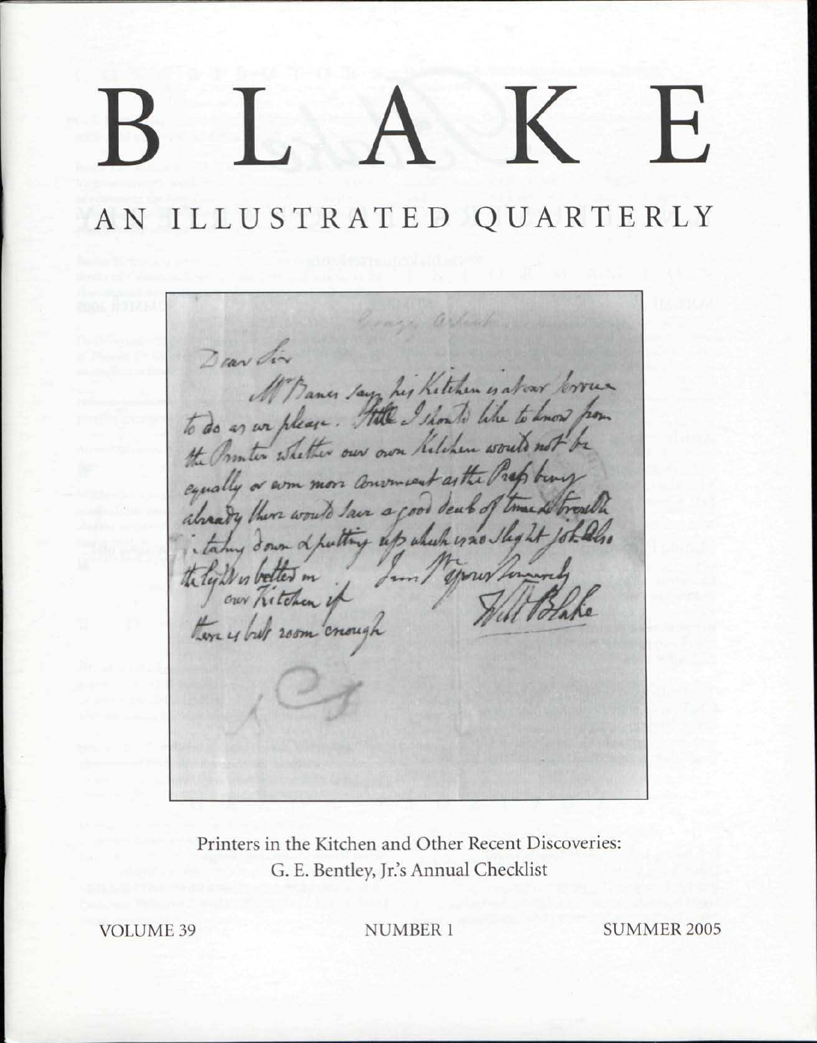# BLAKE

## AN ILLUSTRATED QUARTERLY

Printers in the Kitchen and Other Recent Discoveries:
G. E. Bentley, Jr.'s Annual Checklist

VOLUME 39 NUMBER 1 SUMMER 2005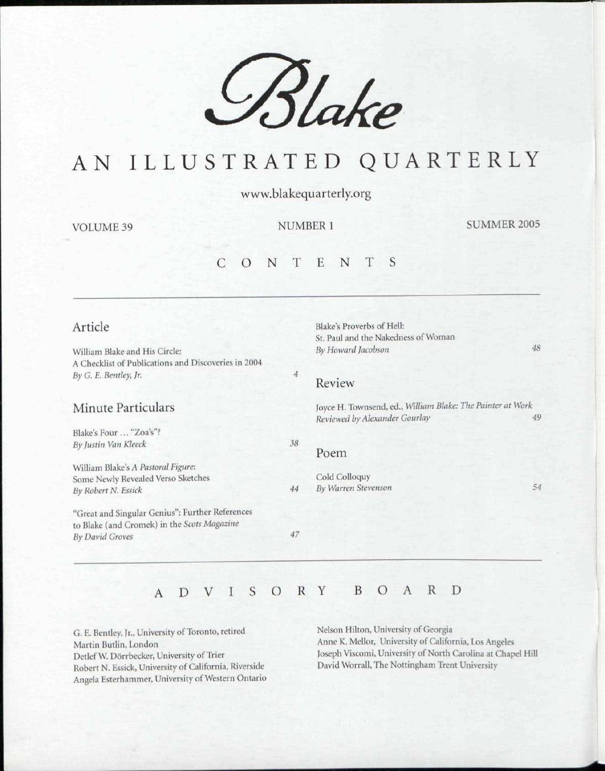# *Blake*

# AN ILLUSTRATED QUARTERLY

www.blakequarterly.org

VOLUME 39 NUMBER 1 SUMMER 2005

## CONTENTS

### Article

William Blake and His Circle:
A Checklist of Publications and Discoveries in 2004
*By G. E. Bentley, Jr.* 4

### Minute Particulars

Blake's Four ... "Zoa's"?
*By Justin Van Kleeck* 38

William Blake's *A Pastoral Figure*:
Some Newly Revealed Verso Sketches
*By Robert N. Essick* 44

"Great and Singular Genius": Further References
to Blake (and Cromek) in the *Scots Magazine*
*By David Groves* 47

Blake's Proverbs of Hell:
St. Paul and the Nakedness of Woman
*By Howard Jacobson* 48

### Review

Joyce H. Townsend, ed., *William Blake: The Painter at Work*
*Reviewed by Alexander Gourlay* 49

### Poem

Cold Colloquy
*By Warren Stevenson* 54

## ADVISORY BOARD

G. E. Bentley, Jr., University of Toronto, retired
Martin Butlin, London
Detlef W. Dörrbecker, University of Trier
Robert N. Essick, University of California, Riverside
Angela Esterhammer, University of Western Ontario
Nelson Hilton, University of Georgia
Anne K. Mellor, University of California, Los Angeles
Joseph Viscomi, University of North Carolina at Chapel Hill
David Worrall, The Nottingham Trent University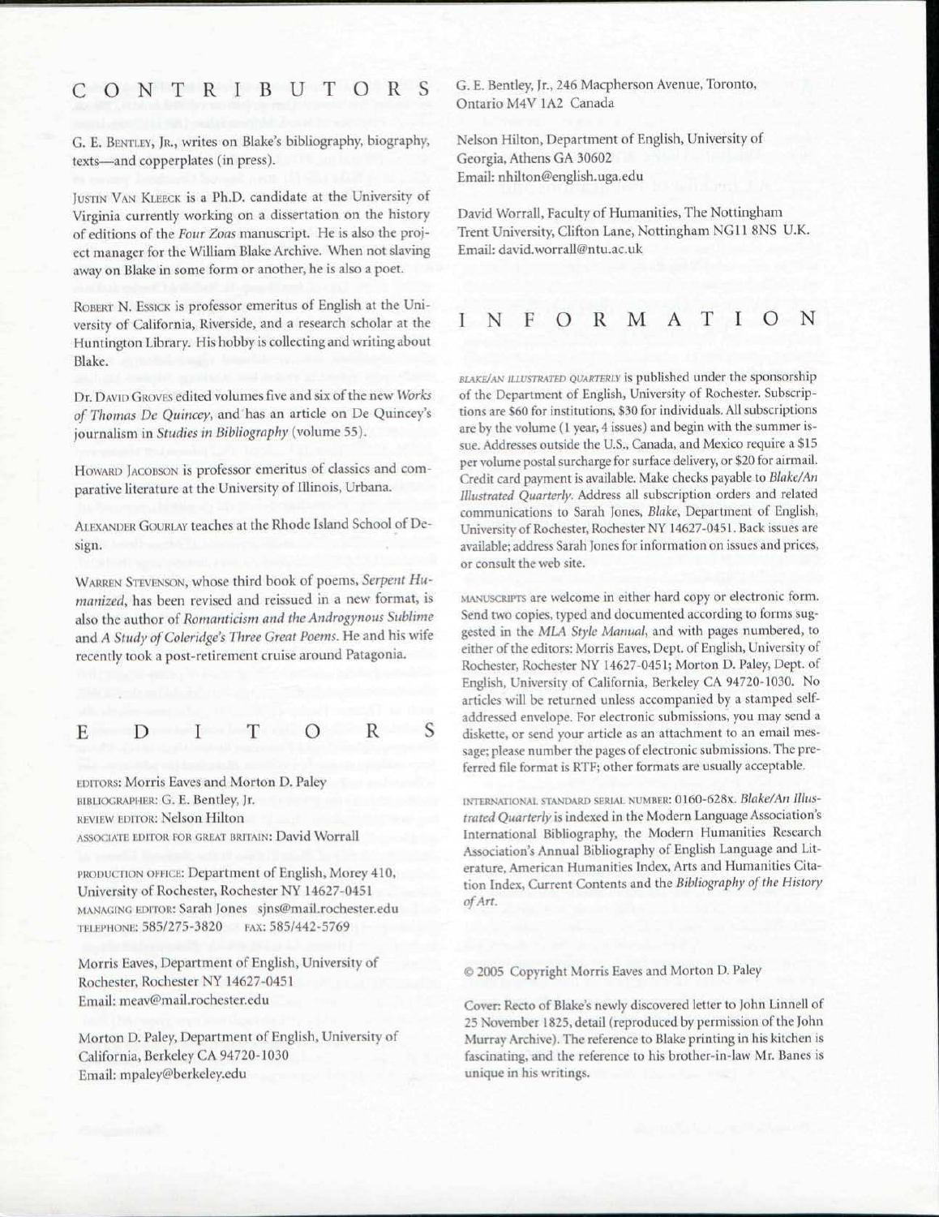## CONTRIBUTORS

G. E. Bentley, Jr., writes on Blake's bibliography, biography, texts—and copperplates (in press).

Justin Van Kleeck is a Ph.D. candidate at the University of Virginia currently working on a dissertation on the history of editions of the *Four Zoas* manuscript. He is also the project manager for the William Blake Archive. When not slaving away on Blake in some form or another, he is also a poet.

Robert N. Essick is professor emeritus of English at the University of California, Riverside, and a research scholar at the Huntington Library. His hobby is collecting and writing about Blake.

Dr. David Groves edited volumes five and six of the new *Works of Thomas De Quincey*, and has an article on De Quincey's journalism in *Studies in Bibliography* (volume 55).

Howard Jacobson is professor emeritus of classics and comparative literature at the University of Illinois, Urbana.

Alexander Gourlay teaches at the Rhode Island School of Design.

Warren Stevenson, whose third book of poems, *Serpent Humanized*, has been revised and reissued in a new format, is also the author of *Romanticism and the Androgynous Sublime* and *A Study of Coleridge's Three Great Poems*. He and his wife recently took a post-retirement cruise around Patagonia.

## EDITORS

Editors: Morris Eaves and Morton D. Paley
Bibliographer: G. E. Bentley, Jr.
Review editor: Nelson Hilton
Associate editor for Great Britain: David Worrall

Production office: Department of English, Morey 410, University of Rochester, Rochester NY 14627-0451
Managing editor: Sarah Jones sjns@mail.rochester.edu
Telephone: 585/275-3820 Fax: 585/442-5769

Morris Eaves, Department of English, University of Rochester, Rochester NY 14627-0451
Email: meav@mail.rochester.edu

Morton D. Paley, Department of English, University of California, Berkeley CA 94720-1030
Email: mpaley@berkeley.edu

G. E. Bentley, Jr., 246 Macpherson Avenue, Toronto, Ontario M4V 1A2 Canada

Nelson Hilton, Department of English, University of Georgia, Athens GA 30602
Email: nhilton@english.uga.edu

David Worrall, Faculty of Humanities, The Nottingham Trent University, Clifton Lane, Nottingham NG11 8NS U.K.
Email: david.worrall@ntu.ac.uk

## INFORMATION

*Blake/An Illustrated Quarterly* is published under the sponsorship of the Department of English, University of Rochester. Subscriptions are $60 for institutions, $30 for individuals. All subscriptions are by the volume (1 year, 4 issues) and begin with the summer issue. Addresses outside the U.S., Canada, and Mexico require a $15 per volume postal surcharge for surface delivery, or $20 for airmail. Credit card payment is available. Make checks payable to *Blake/An Illustrated Quarterly*. Address all subscription orders and related communications to Sarah Jones, *Blake*, Department of English, University of Rochester, Rochester NY 14627-0451. Back issues are available; address Sarah Jones for information on issues and prices, or consult the web site.

Manuscripts are welcome in either hard copy or electronic form. Send two copies, typed and documented according to forms suggested in the *MLA Style Manual*, and with pages numbered, to either of the editors: Morris Eaves, Dept. of English, University of Rochester, Rochester NY 14627-0451; Morton D. Paley, Dept. of English, University of California, Berkeley CA 94720-1030. No articles will be returned unless accompanied by a stamped self-addressed envelope. For electronic submissions, you may send a diskette, or send your article as an attachment to an email message; please number the pages of electronic submissions. The preferred file format is RTF; other formats are usually acceptable.

International Standard Serial Number: 0160-628x. *Blake/An Illustrated Quarterly* is indexed in the Modern Language Association's International Bibliography, the Modern Humanities Research Association's Annual Bibliography of English Language and Literature, American Humanities Index, Arts and Humanities Citation Index, Current Contents and the *Bibliography of the History of Art*.

© 2005 Copyright Morris Eaves and Morton D. Paley

Cover: Recto of Blake's newly discovered letter to John Linnell of 25 November 1825, detail (reproduced by permission of the John Murray Archive). The reference to Blake printing in his kitchen is fascinating, and the reference to his brother-in-law Mr. Banes is unique in his writings.